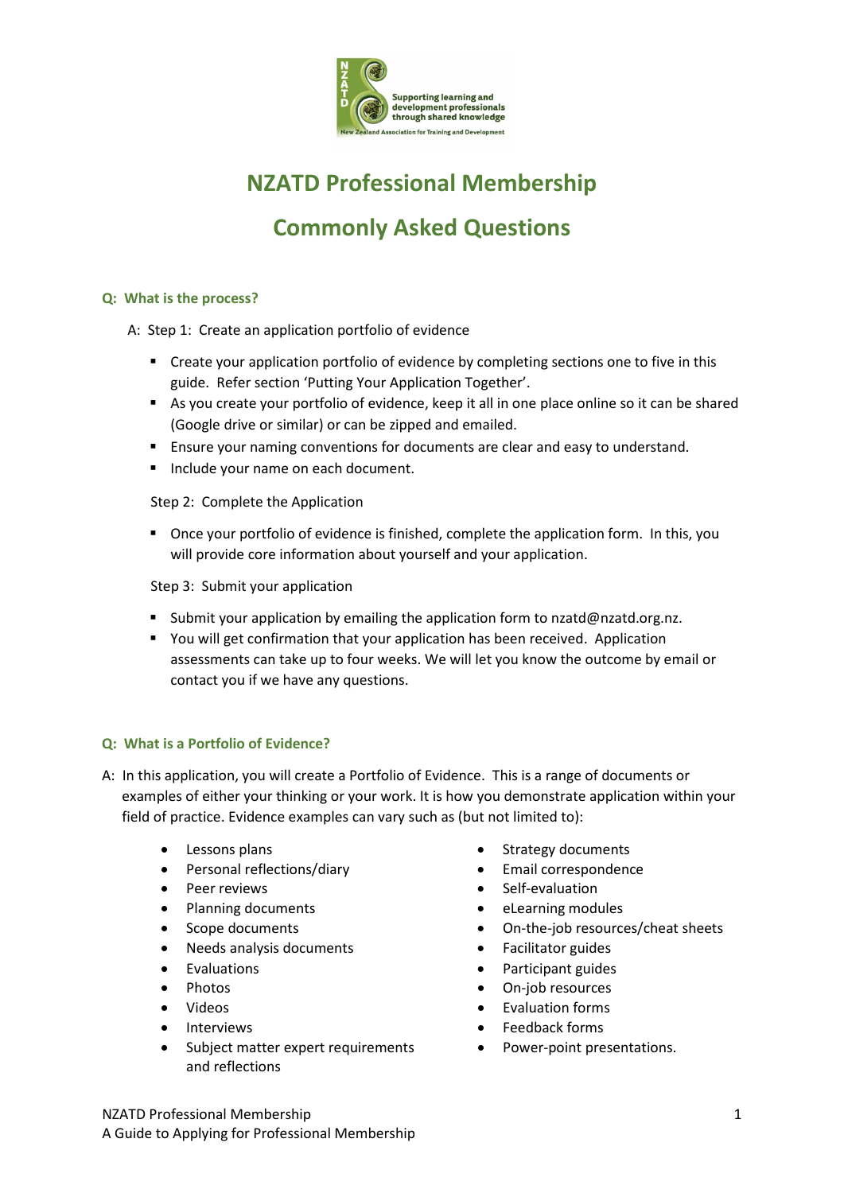# NZATD Professional Membership

# Commonly Asked Questions

**Q: What is the process?**

A: Step 1: Create an application portfolio of evidence

- Create your application portfolio of evidence by completing sections one to five in this guide. Refer section 'Putting Your Application Together'.
- As you create your portfolio of evidence, keep it all in one place online so it can be shared (Google drive or similar) or can be zipped and emailed.
- Ensure your naming conventions for documents are clear and easy to understand.
- Include your name on each document.

Step 2: Complete the Application

- Once your portfolio of evidence is finished, complete the application form. In this, you will provide core information about yourself and your application.

Step 3: Submit your application

- Submit your application by emailing the application form to nzatd@nzatd.org.nz.
- You will get confirmation that your application has been received. Application assessments can take up to four weeks. We will let you know the outcome by email or contact you if we have any questions.

**Q: What is a Portfolio of Evidence?**

A: In this application, you will create a Portfolio of Evidence. This is a range of documents or examples of either your thinking or your work. It is how you demonstrate application within your field of practice. Evidence examples can vary such as (but not limited to):

- Lessons plans
- Personal reflections/diary
- Peer reviews
- Planning documents
- Scope documents
- Needs analysis documents
- Evaluations
- Photos
- Videos
- Interviews
- Subject matter expert requirements and reflections
- Strategy documents
- Email correspondence
- Self-evaluation
- eLearning modules
- On-the-job resources/cheat sheets
- Facilitator guides
- Participant guides
- On-job resources
- Evaluation forms
- Feedback forms
- Power-point presentations.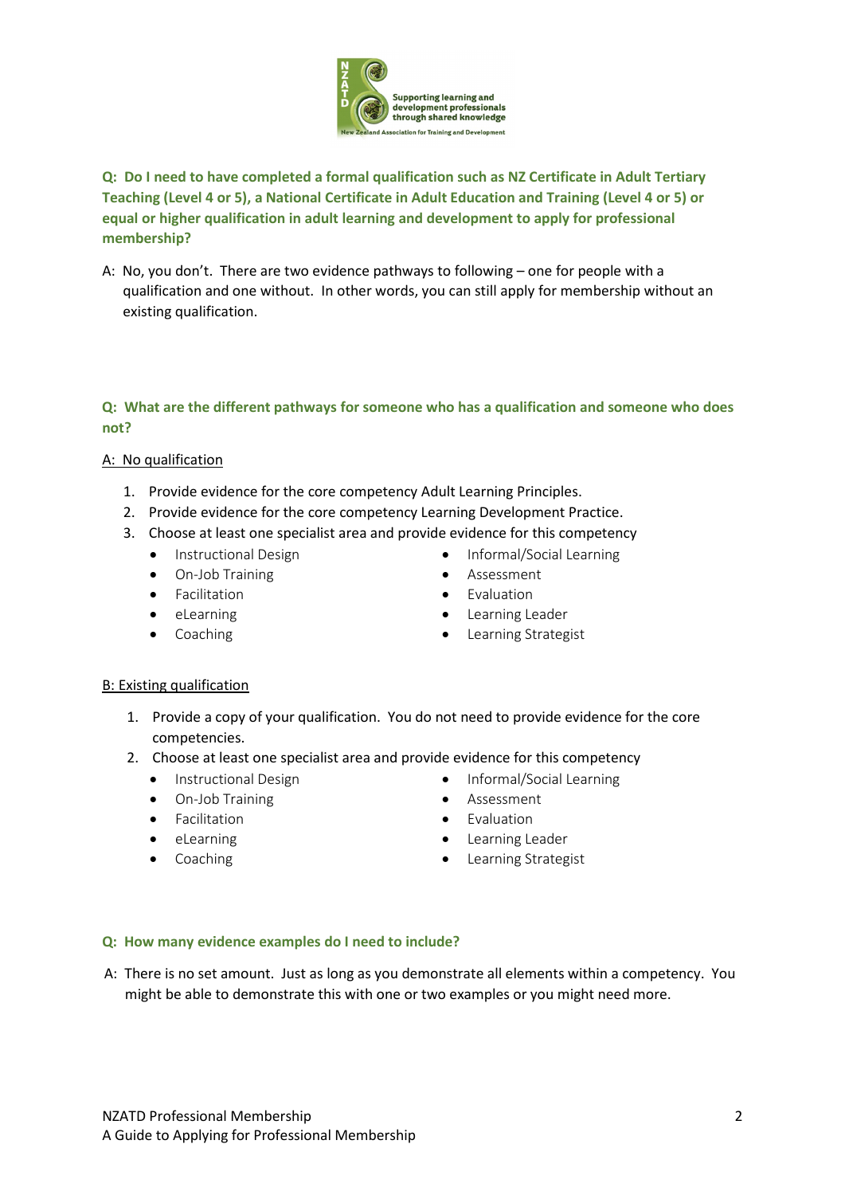**Q: Do I need to have completed a formal qualification such as NZ Certificate in Adult Tertiary Teaching (Level 4 or 5), a National Certificate in Adult Education and Training (Level 4 or 5) or equal or higher qualification in adult learning and development to apply for professional membership?**

A: No, you don't. There are two evidence pathways to following – one for people with a qualification and one without. In other words, you can still apply for membership without an existing qualification.

**Q: What are the different pathways for someone who has a qualification and someone who does not?**

A: No qualification

1. Provide evidence for the core competency Adult Learning Principles.
2. Provide evidence for the core competency Learning Development Practice.
3. Choose at least one specialist area and provide evidence for this competency
   - Instructional Design
   - On-Job Training
   - Facilitation
   - eLearning
   - Coaching
   - Informal/Social Learning
   - Assessment
   - Evaluation
   - Learning Leader
   - Learning Strategist

B: Existing qualification

1. Provide a copy of your qualification. You do not need to provide evidence for the core competencies.
2. Choose at least one specialist area and provide evidence for this competency
   - Instructional Design
   - On-Job Training
   - Facilitation
   - eLearning
   - Coaching
   - Informal/Social Learning
   - Assessment
   - Evaluation
   - Learning Leader
   - Learning Strategist

**Q: How many evidence examples do I need to include?**

A: There is no set amount. Just as long as you demonstrate all elements within a competency. You might be able to demonstrate this with one or two examples or you might need more.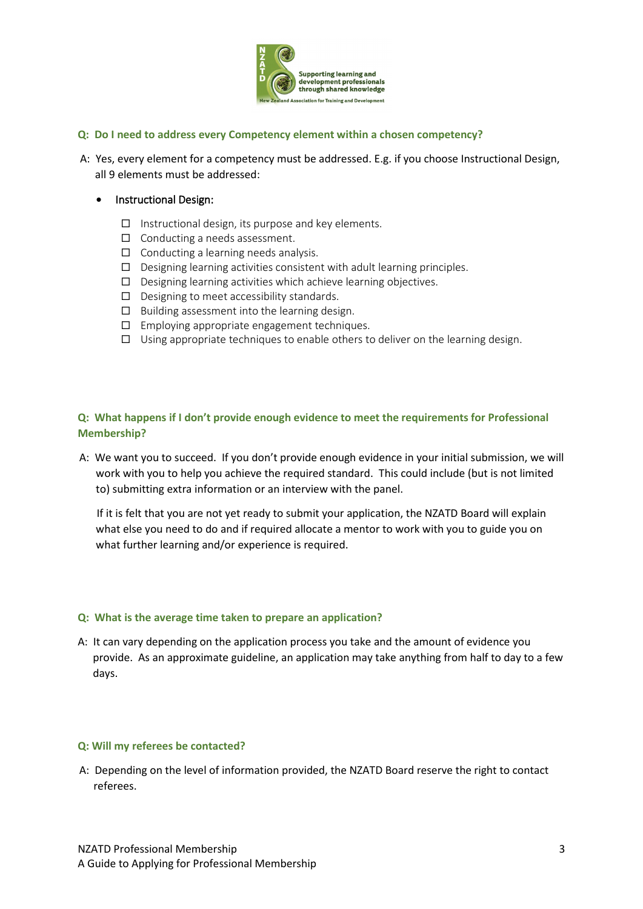**Q: Do I need to address every Competency element within a chosen competency?**

A: Yes, every element for a competency must be addressed. E.g. if you choose Instructional Design, all 9 elements must be addressed:

- Instructional Design:
  - ☐ Instructional design, its purpose and key elements.
  - ☐ Conducting a needs assessment.
  - ☐ Conducting a learning needs analysis.
  - ☐ Designing learning activities consistent with adult learning principles.
  - ☐ Designing learning activities which achieve learning objectives.
  - ☐ Designing to meet accessibility standards.
  - ☐ Building assessment into the learning design.
  - ☐ Employing appropriate engagement techniques.
  - ☐ Using appropriate techniques to enable others to deliver on the learning design.

**Q: What happens if I don't provide enough evidence to meet the requirements for Professional Membership?**

A: We want you to succeed. If you don't provide enough evidence in your initial submission, we will work with you to help you achieve the required standard. This could include (but is not limited to) submitting extra information or an interview with the panel.

If it is felt that you are not yet ready to submit your application, the NZATD Board will explain what else you need to do and if required allocate a mentor to work with you to guide you on what further learning and/or experience is required.

**Q: What is the average time taken to prepare an application?**

A: It can vary depending on the application process you take and the amount of evidence you provide. As an approximate guideline, an application may take anything from half to day to a few days.

**Q: Will my referees be contacted?**

A: Depending on the level of information provided, the NZATD Board reserve the right to contact referees.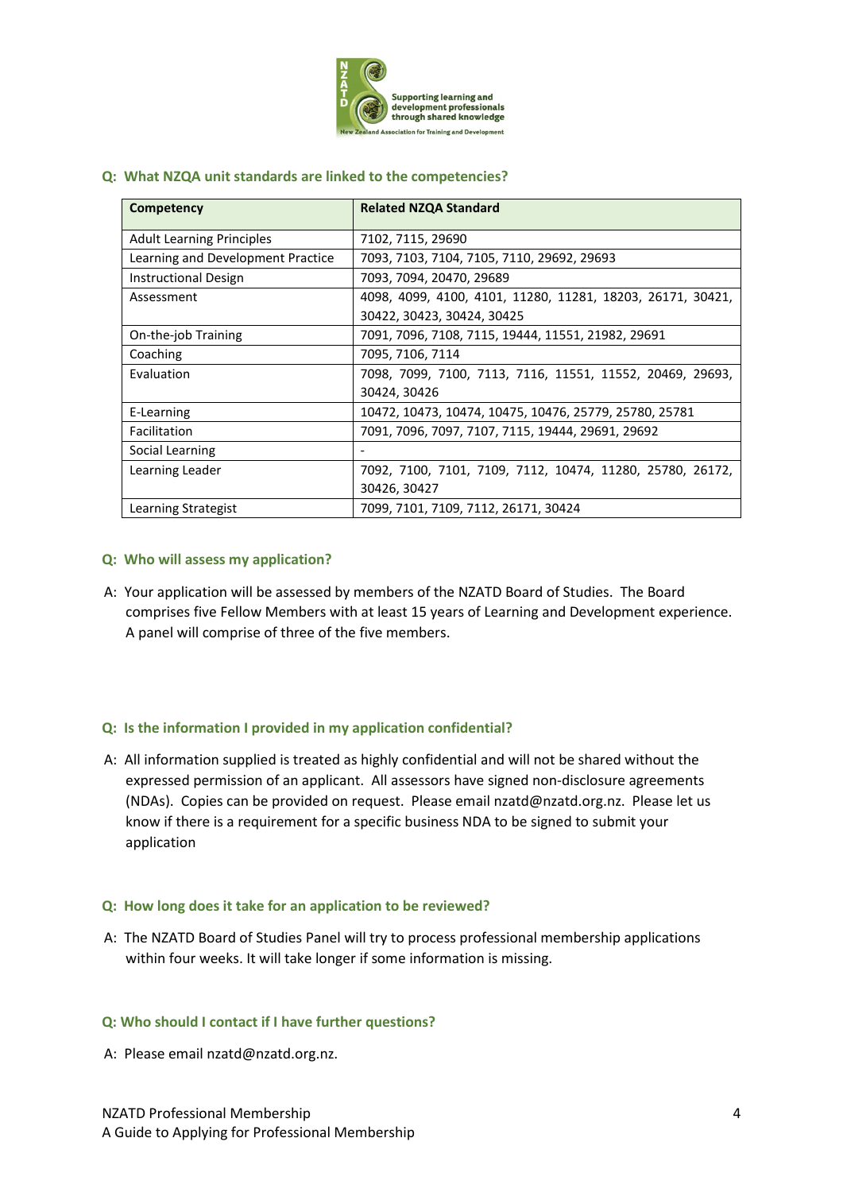**Q: What NZQA unit standards are linked to the competencies?**

| Competency | Related NZQA Standard |
|---|---|
| Adult Learning Principles | 7102, 7115, 29690 |
| Learning and Development Practice | 7093, 7103, 7104, 7105, 7110, 29692, 29693 |
| Instructional Design | 7093, 7094, 20470, 29689 |
| Assessment | 4098, 4099, 4100, 4101, 11280, 11281, 18203, 26171, 30421, 30422, 30423, 30424, 30425 |
| On-the-job Training | 7091, 7096, 7108, 7115, 19444, 11551, 21982, 29691 |
| Coaching | 7095, 7106, 7114 |
| Evaluation | 7098, 7099, 7100, 7113, 7116, 11551, 11552, 20469, 29693, 30424, 30426 |
| E-Learning | 10472, 10473, 10474, 10475, 10476, 25779, 25780, 25781 |
| Facilitation | 7091, 7096, 7097, 7107, 7115, 19444, 29691, 29692 |
| Social Learning | - |
| Learning Leader | 7092, 7100, 7101, 7109, 7112, 10474, 11280, 25780, 26172, 30426, 30427 |
| Learning Strategist | 7099, 7101, 7109, 7112, 26171, 30424 |

**Q: Who will assess my application?**

A: Your application will be assessed by members of the NZATD Board of Studies. The Board comprises five Fellow Members with at least 15 years of Learning and Development experience. A panel will comprise of three of the five members.

**Q: Is the information I provided in my application confidential?**

A: All information supplied is treated as highly confidential and will not be shared without the expressed permission of an applicant. All assessors have signed non-disclosure agreements (NDAs). Copies can be provided on request. Please email nzatd@nzatd.org.nz. Please let us know if there is a requirement for a specific business NDA to be signed to submit your application

**Q: How long does it take for an application to be reviewed?**

A: The NZATD Board of Studies Panel will try to process professional membership applications within four weeks. It will take longer if some information is missing.

**Q: Who should I contact if I have further questions?**

A: Please email nzatd@nzatd.org.nz.